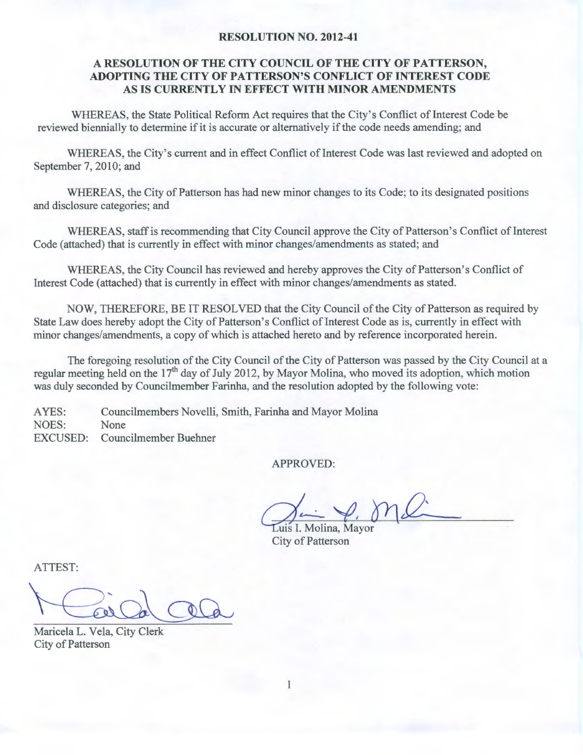# RESOLUTION NO. 2012-41

## A RESOLUTION OF THE CITY COUNCIL OF THE CITY OF PATTERSON, ADOPTING THE CITY OF PATTERSON'S CONFLICT OF INTEREST CODE AS IS CURRENTLY IN EFFECT WITH MINOR AMENDMENTS

WHEREAS, the State Political Reform Act requires that the City's Conflict of Interest Code be reviewed biennially to determine if it is accurate or alternatively if the code needs amending; and

WHEREAS, the City's current and in effect Conflict of Interest Code was last reviewed and adopted on September 7, 2010; and

WHEREAS, the City of Patterson has had new minor changes to its Code; to its designated positions and disclosure categories; and

WHEREAS, staff is recommending that City Council approve the City of Patterson's Conflict of Interest Code (attached) that is currently in effect with minor changes/amendments as stated; and

WHEREAS, the City Council has reviewed and hereby approves the City of Patterson's Conflict of Interest Code (attached) that is currently in effect with minor changes/amendments as stated.

NOW, THEREFORE, BE IT RESOLVED that the City Council of the City of Patterson as required by State Law does hereby adopt the City of Patterson's Conflict of Interest Code as is, currently in effect with minor changes/amendments, a copy of which is attached hereto and by reference incorporated herein.

The foregoing resolution of the City Council of the City of Patterson was passed by the City Council at a regular meeting held on the 17th day of July 2012, by Mayor Molina, who moved its adoption, which motion was duly seconded by Councilmember Farinha, and the resolution adopted by the following vote:

AYES: Councilmembers Novelli, Smith, Farinha and Mayor Molina
NOES: None
EXCUSED: Councilmember Buehner

APPROVED:

Luis I. Molina, Mayor
City of Patterson

ATTEST:

Maricela L. Vela, City Clerk
City of Patterson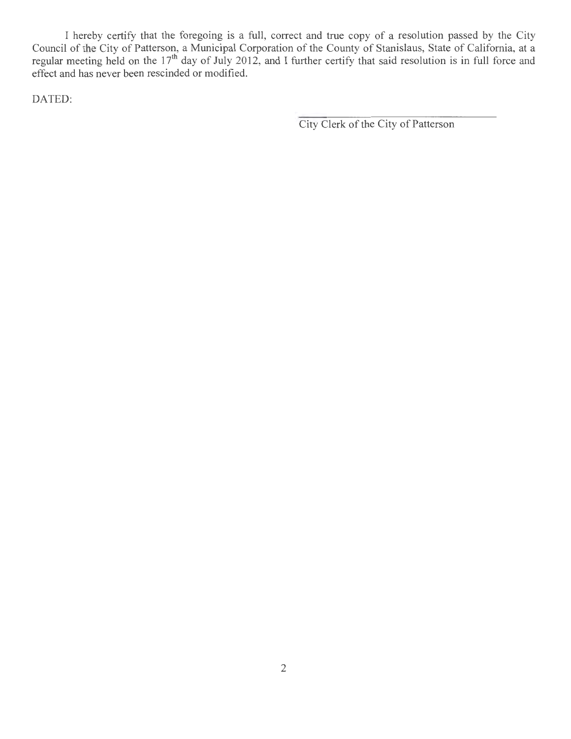I hereby certify that the foregoing is a full, correct and true copy of a resolution passed by the City Council of the City of Patterson, a Municipal Corporation of the County of Stanislaus, State of California, at a regular meeting held on the 17th day of July 2012, and I further certify that said resolution is in full force and effect and has never been rescinded or modified.

DATED:

\_\_\_\_\_\_\_\_\_\_\_\_\_\_\_\_\_\_\_\_\_\_\_\_\_\_\_\_\_\_\_\_\_\_

City Clerk of the City of Patterson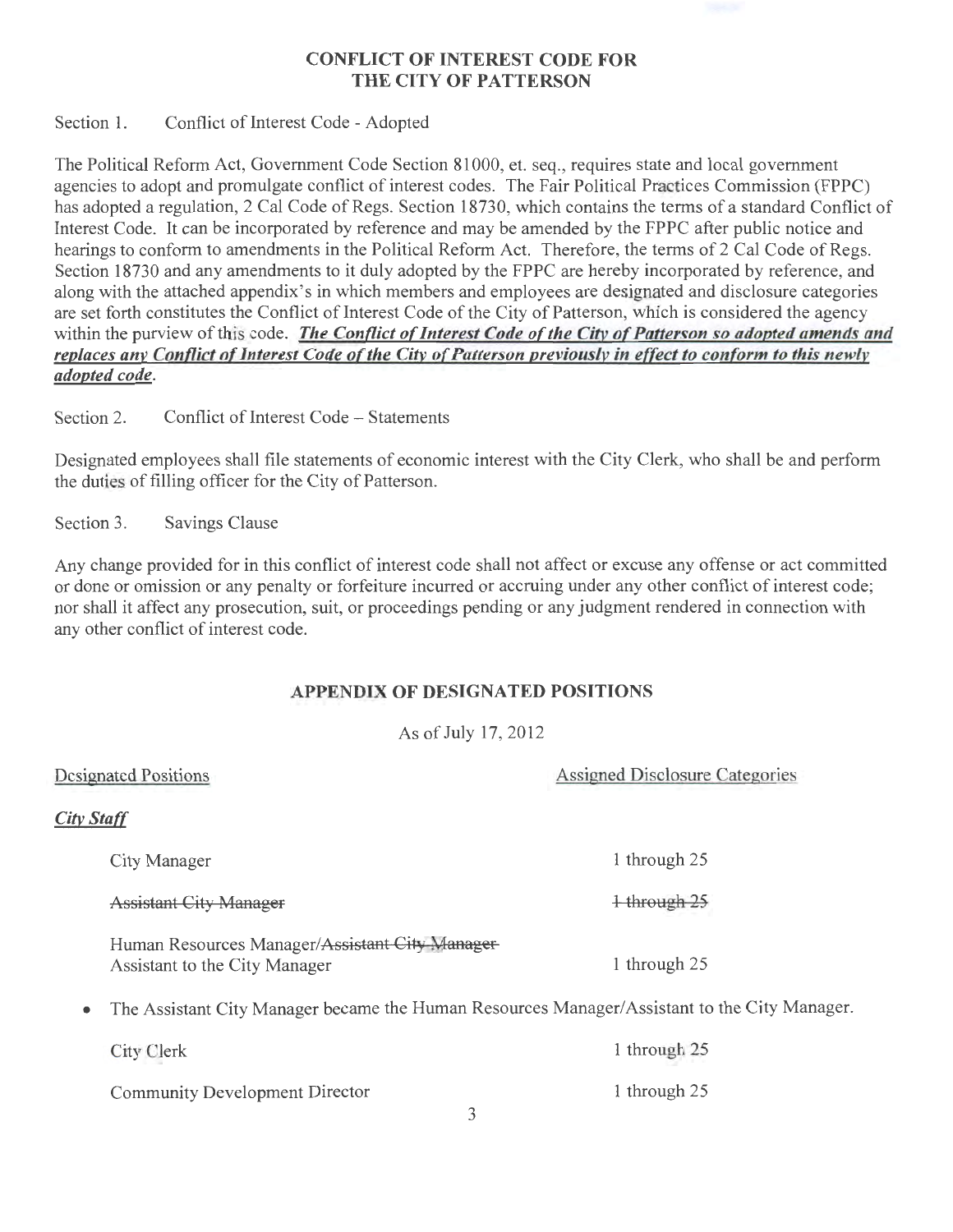# CONFLICT OF INTEREST CODE FOR THE CITY OF PATTERSON

Section 1. Conflict of Interest Code - Adopted

The Political Reform Act, Government Code Section 81000, et. seq., requires state and local government agencies to adopt and promulgate conflict of interest codes. The Fair Political Practices Commission (FPPC) has adopted a regulation, 2 Cal Code of Regs. Section 18730, which contains the terms of a standard Conflict of Interest Code. It can be incorporated by reference and may be amended by the FPPC after public notice and hearings to conform to amendments in the Political Reform Act. Therefore, the terms of 2 Cal Code of Regs. Section 18730 and any amendments to it duly adopted by the FPPC are hereby incorporated by reference, and along with the attached appendix's in which members and employees are designated and disclosure categories are set forth constitutes the Conflict of Interest Code of the City of Patterson, which is considered the agency within the purview of this code. ***The Conflict of Interest Code of the City of Patterson so adopted amends and replaces any Conflict of Interest Code of the City of Patterson previously in effect to conform to this newly adopted code.***

Section 2. Conflict of Interest Code – Statements

Designated employees shall file statements of economic interest with the City Clerk, who shall be and perform the duties of filling officer for the City of Patterson.

Section 3. Savings Clause

Any change provided for in this conflict of interest code shall not affect or excuse any offense or act committed or done or omission or any penalty or forfeiture incurred or accruing under any other conflict of interest code; nor shall it affect any prosecution, suit, or proceedings pending or any judgment rendered in connection with any other conflict of interest code.

## APPENDIX OF DESIGNATED POSITIONS

As of July 17, 2012

| Designated Positions | Assigned Disclosure Categories |
|---|---|
| ***City Staff*** | |
| City Manager | 1 through 25 |
| ~~Assistant City Manager~~ | ~~1 through 25~~ |
| Human Resources Manager/~~Assistant City Manager~~ Assistant to the City Manager | 1 through 25 |

- The Assistant City Manager became the Human Resources Manager/Assistant to the City Manager.

| Designated Positions | Assigned Disclosure Categories |
|---|---|
| City Clerk | 1 through 25 |
| Community Development Director | 1 through 25 |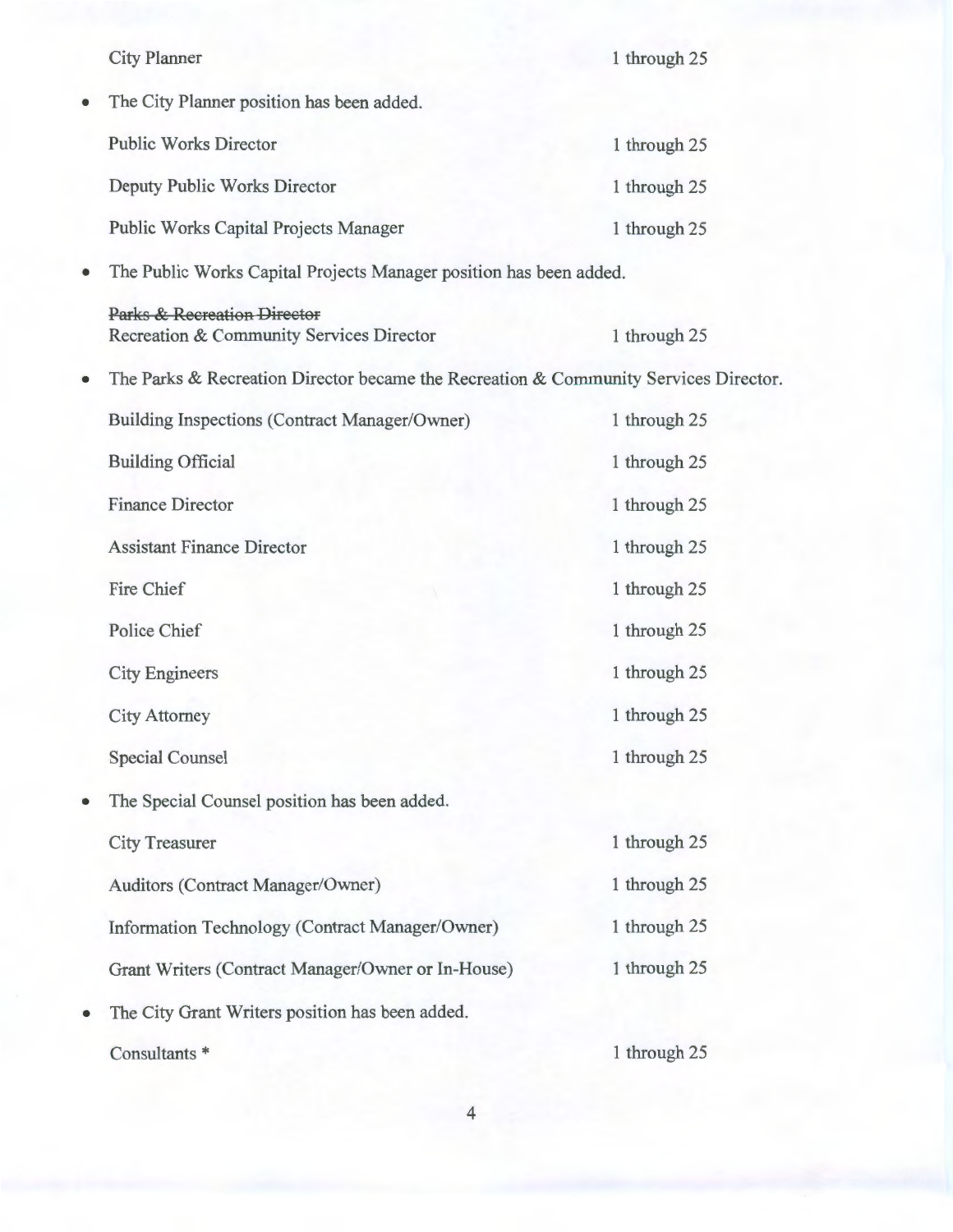City Planner 1 through 25

- The City Planner position has been added.

Public Works Director 1 through 25

Deputy Public Works Director 1 through 25

Public Works Capital Projects Manager 1 through 25

- The Public Works Capital Projects Manager position has been added.

~~Parks & Recreation Director~~
Recreation & Community Services Director 1 through 25

- The Parks & Recreation Director became the Recreation & Community Services Director.

Building Inspections (Contract Manager/Owner) 1 through 25

Building Official 1 through 25

Finance Director 1 through 25

Assistant Finance Director 1 through 25

Fire Chief 1 through 25

Police Chief 1 through 25

City Engineers 1 through 25

City Attorney 1 through 25

Special Counsel 1 through 25

- The Special Counsel position has been added.

City Treasurer 1 through 25

Auditors (Contract Manager/Owner) 1 through 25

Information Technology (Contract Manager/Owner) 1 through 25

Grant Writers (Contract Manager/Owner or In-House) 1 through 25

- The City Grant Writers position has been added.

Consultants * 1 through 25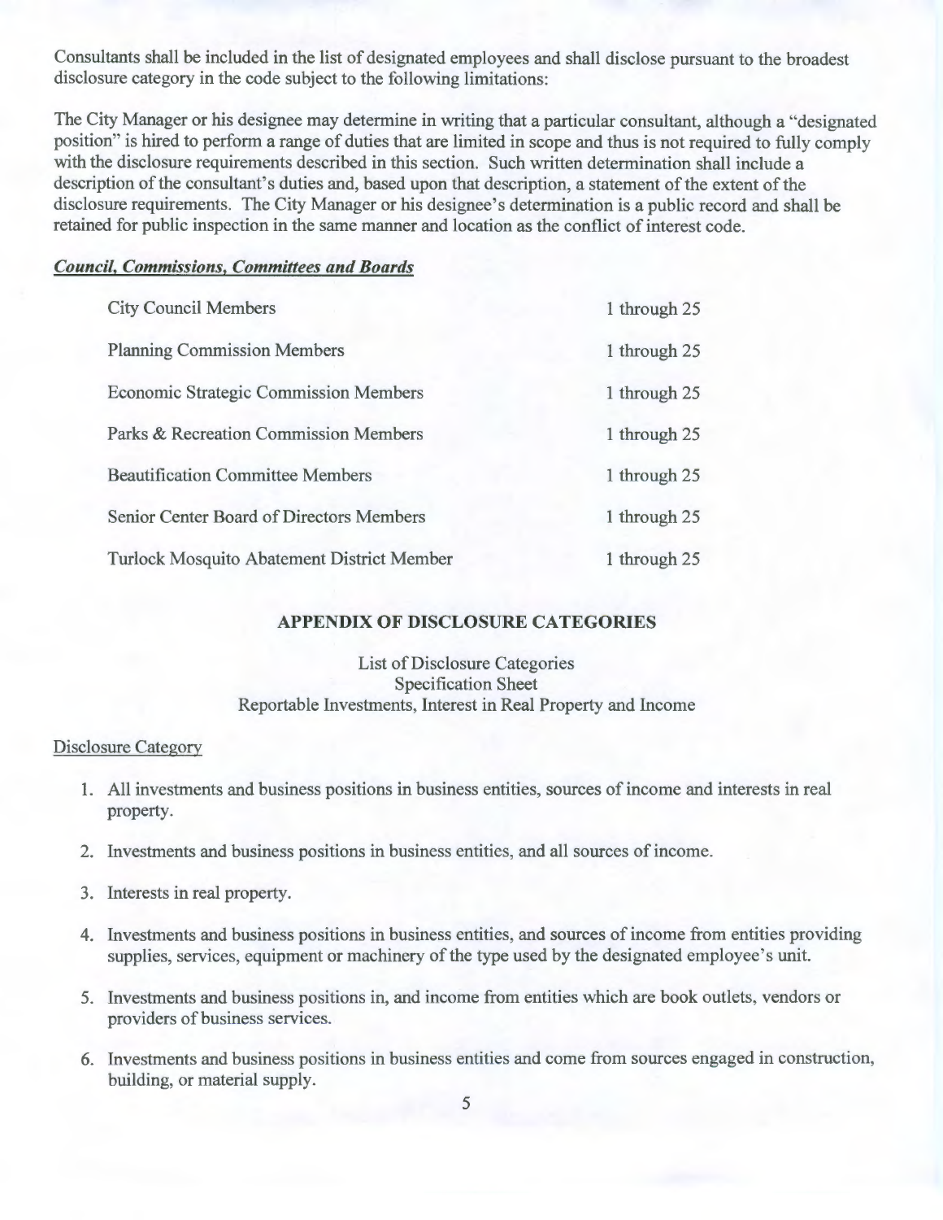Consultants shall be included in the list of designated employees and shall disclose pursuant to the broadest disclosure category in the code subject to the following limitations:

The City Manager or his designee may determine in writing that a particular consultant, although a "designated position" is hired to perform a range of duties that are limited in scope and thus is not required to fully comply with the disclosure requirements described in this section. Such written determination shall include a description of the consultant's duties and, based upon that description, a statement of the extent of the disclosure requirements. The City Manager or his designee's determination is a public record and shall be retained for public inspection in the same manner and location as the conflict of interest code.

***Council, Commissions, Committees and Boards***

| | |
|---|---|
| City Council Members | 1 through 25 |
| Planning Commission Members | 1 through 25 |
| Economic Strategic Commission Members | 1 through 25 |
| Parks & Recreation Commission Members | 1 through 25 |
| Beautification Committee Members | 1 through 25 |
| Senior Center Board of Directors Members | 1 through 25 |
| Turlock Mosquito Abatement District Member | 1 through 25 |

## APPENDIX OF DISCLOSURE CATEGORIES

List of Disclosure Categories
Specification Sheet
Reportable Investments, Interest in Real Property and Income

Disclosure Category

1. All investments and business positions in business entities, sources of income and interests in real property.
2. Investments and business positions in business entities, and all sources of income.
3. Interests in real property.
4. Investments and business positions in business entities, and sources of income from entities providing supplies, services, equipment or machinery of the type used by the designated employee's unit.
5. Investments and business positions in, and income from entities which are book outlets, vendors or providers of business services.
6. Investments and business positions in business entities and come from sources engaged in construction, building, or material supply.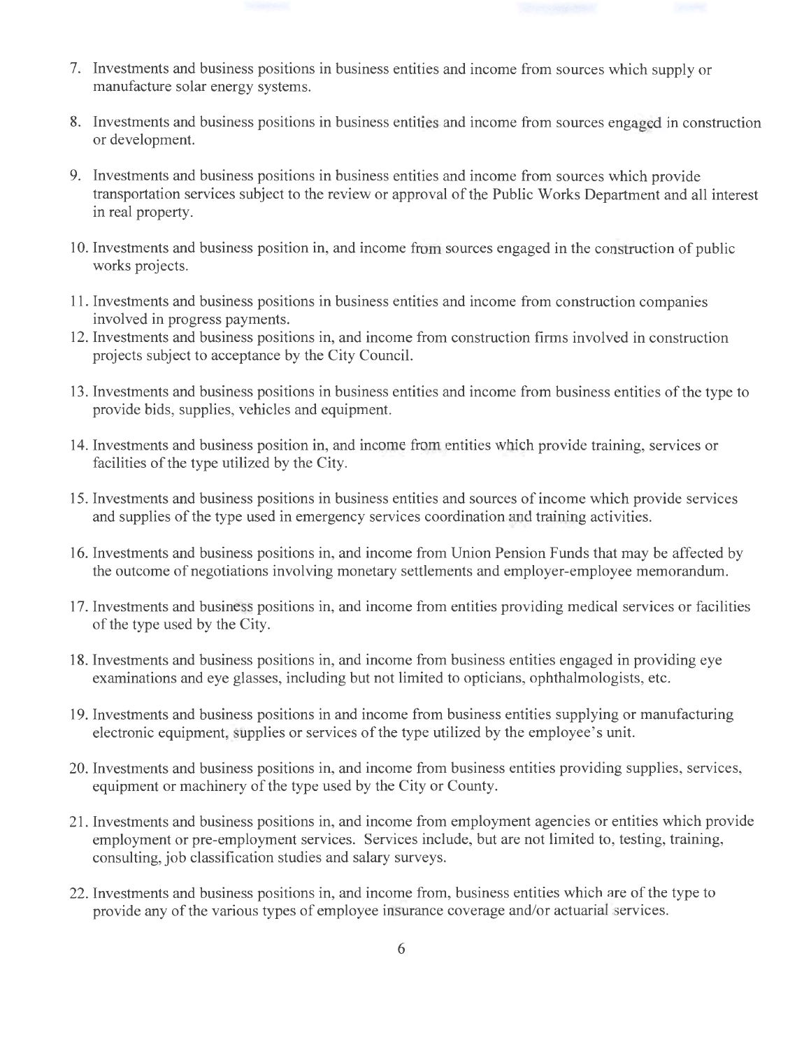7. Investments and business positions in business entities and income from sources which supply or manufacture solar energy systems.

8. Investments and business positions in business entities and income from sources engaged in construction or development.

9. Investments and business positions in business entities and income from sources which provide transportation services subject to the review or approval of the Public Works Department and all interest in real property.

10. Investments and business position in, and income from sources engaged in the construction of public works projects.

11. Investments and business positions in business entities and income from construction companies involved in progress payments.

12. Investments and business positions in, and income from construction firms involved in construction projects subject to acceptance by the City Council.

13. Investments and business positions in business entities and income from business entities of the type to provide bids, supplies, vehicles and equipment.

14. Investments and business position in, and income from entities which provide training, services or facilities of the type utilized by the City.

15. Investments and business positions in business entities and sources of income which provide services and supplies of the type used in emergency services coordination and training activities.

16. Investments and business positions in, and income from Union Pension Funds that may be affected by the outcome of negotiations involving monetary settlements and employer-employee memorandum.

17. Investments and business positions in, and income from entities providing medical services or facilities of the type used by the City.

18. Investments and business positions in, and income from business entities engaged in providing eye examinations and eye glasses, including but not limited to opticians, ophthalmologists, etc.

19. Investments and business positions in and income from business entities supplying or manufacturing electronic equipment, supplies or services of the type utilized by the employee's unit.

20. Investments and business positions in, and income from business entities providing supplies, services, equipment or machinery of the type used by the City or County.

21. Investments and business positions in, and income from employment agencies or entities which provide employment or pre-employment services. Services include, but are not limited to, testing, training, consulting, job classification studies and salary surveys.

22. Investments and business positions in, and income from, business entities which are of the type to provide any of the various types of employee insurance coverage and/or actuarial services.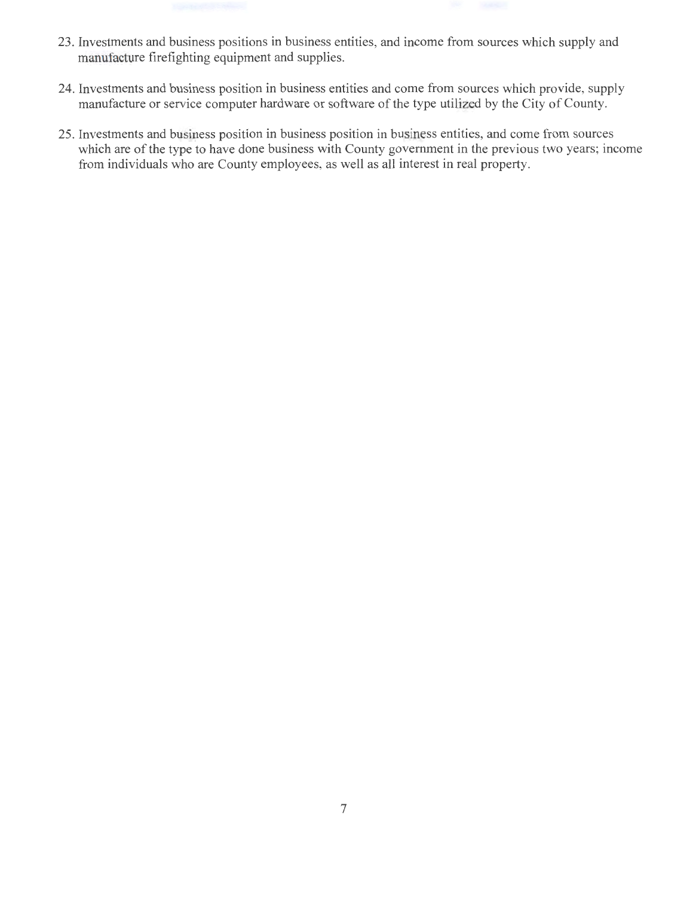23. Investments and business positions in business entities, and income from sources which supply and manufacture firefighting equipment and supplies.

24. Investments and business position in business entities and come from sources which provide, supply manufacture or service computer hardware or software of the type utilized by the City of County.

25. Investments and business position in business position in business entities, and come from sources which are of the type to have done business with County government in the previous two years; income from individuals who are County employees, as well as all interest in real property.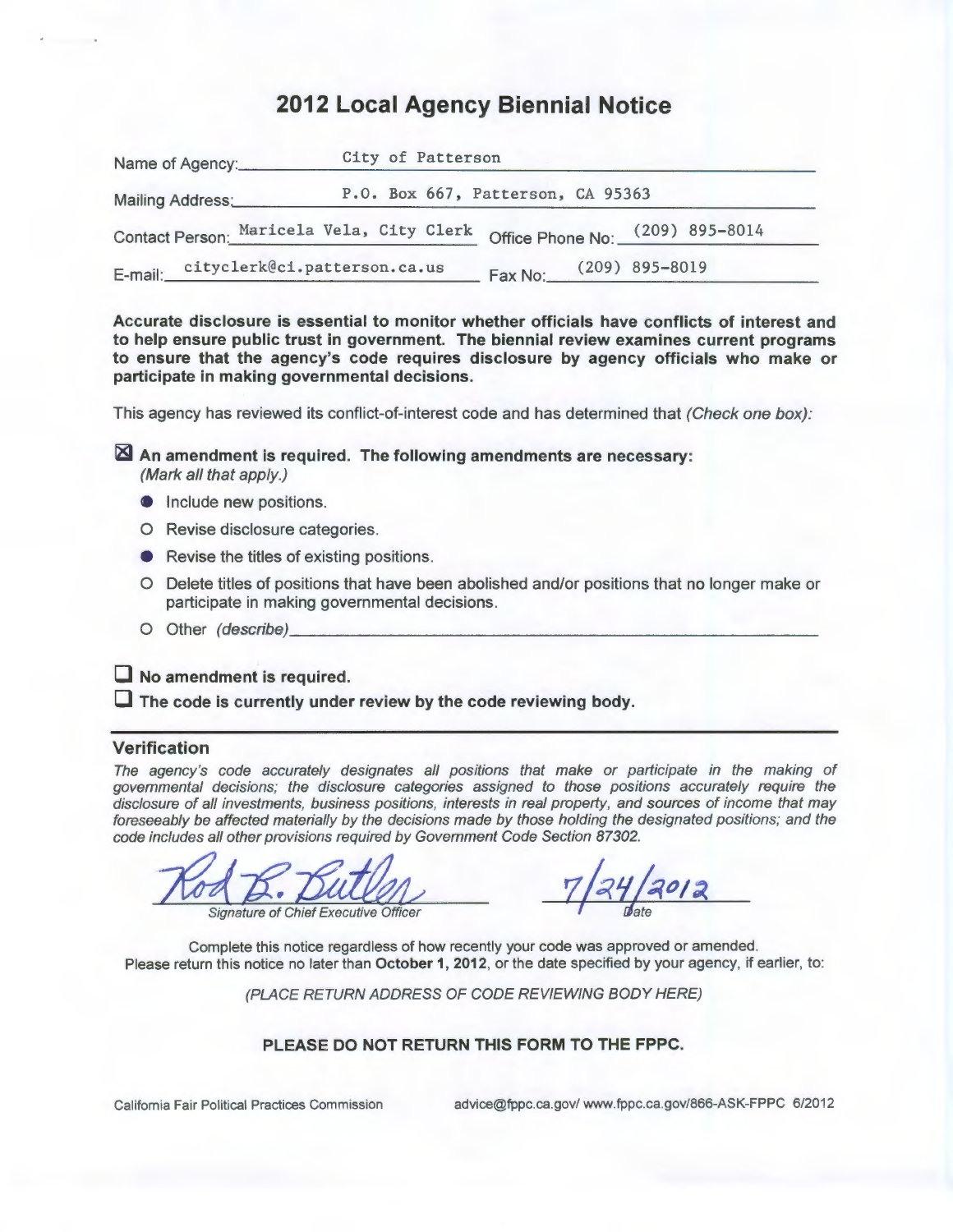# 2012 Local Agency Biennial Notice

Name of Agency: City of Patterson

Mailing Address: P.O. Box 667, Patterson, CA 95363

Contact Person: Maricela Vela, City Clerk Office Phone No: (209) 895-8014

E-mail: cityclerk@ci.patterson.ca.us Fax No: (209) 895-8019

**Accurate disclosure is essential to monitor whether officials have conflicts of interest and to help ensure public trust in government. The biennial review examines current programs to ensure that the agency's code requires disclosure by agency officials who make or participate in making governmental decisions.**

This agency has reviewed its conflict-of-interest code and has determined that *(Check one box):*

☒ **An amendment is required. The following amendments are necessary:**
*(Mark all that apply.)*

- ● Include new positions.
- ○ Revise disclosure categories.
- ● Revise the titles of existing positions.
- ○ Delete titles of positions that have been abolished and/or positions that no longer make or participate in making governmental decisions.
- ○ Other *(describe)*

☐ **No amendment is required.**

☐ **The code is currently under review by the code reviewing body.**

## Verification

*The agency's code accurately designates all positions that make or participate in the making of governmental decisions; the disclosure categories assigned to those positions accurately require the disclosure of all investments, business positions, interests in real property, and sources of income that may foreseeably be affected materially by the decisions made by those holding the designated positions; and the code includes all other provisions required by Government Code Section 87302.*

Rod B. Butler
*Signature of Chief Executive Officer*

7/24/2012
*Date*

Complete this notice regardless of how recently your code was approved or amended.
Please return this notice no later than **October 1, 2012**, or the date specified by your agency, if earlier, to:

*(PLACE RETURN ADDRESS OF CODE REVIEWING BODY HERE)*

**PLEASE DO NOT RETURN THIS FORM TO THE FPPC.**

California Fair Political Practices Commission advice@fppc.ca.gov/ www.fppc.ca.gov/866-ASK-FPPC 6/2012